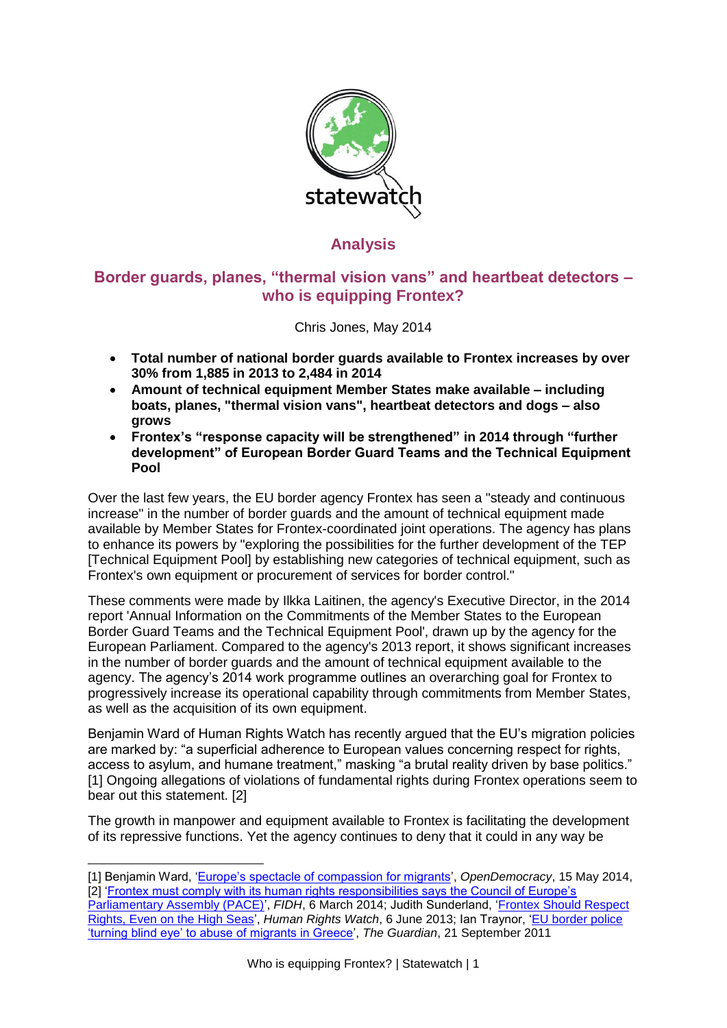statewatch

## Analysis

# Border guards, planes, "thermal vision vans" and heartbeat detectors – who is equipping Frontex?

Chris Jones, May 2014

- **Total number of national border guards available to Frontex increases by over 30% from 1,885 in 2013 to 2,484 in 2014**
- **Amount of technical equipment Member States make available – including boats, planes, "thermal vision vans", heartbeat detectors and dogs – also grows**
- **Frontex's "response capacity will be strengthened" in 2014 through "further development" of European Border Guard Teams and the Technical Equipment Pool**

Over the last few years, the EU border agency Frontex has seen a "steady and continuous increase" in the number of border guards and the amount of technical equipment made available by Member States for Frontex-coordinated joint operations. The agency has plans to enhance its powers by "exploring the possibilities for the further development of the TEP [Technical Equipment Pool] by establishing new categories of technical equipment, such as Frontex's own equipment or procurement of services for border control."

These comments were made by Ilkka Laitinen, the agency's Executive Director, in the 2014 report 'Annual Information on the Commitments of the Member States to the European Border Guard Teams and the Technical Equipment Pool', drawn up by the agency for the European Parliament. Compared to the agency's 2013 report, it shows significant increases in the number of border guards and the amount of technical equipment available to the agency. The agency's 2014 work programme outlines an overarching goal for Frontex to progressively increase its operational capability through commitments from Member States, as well as the acquisition of its own equipment.

Benjamin Ward of Human Rights Watch has recently argued that the EU's migration policies are marked by: "a superficial adherence to European values concerning respect for rights, access to asylum, and humane treatment," masking "a brutal reality driven by base politics." [1] Ongoing allegations of violations of fundamental rights during Frontex operations seem to bear out this statement. [2]

The growth in manpower and equipment available to Frontex is facilitating the development of its repressive functions. Yet the agency continues to deny that it could in any way be

---

[1] Benjamin Ward, 'Europe's spectacle of compassion for migrants', *OpenDemocracy*, 15 May 2014,

[2] 'Frontex must comply with its human rights responsibilities says the Council of Europe's Parliamentary Assembly (PACE)', *FIDH*, 6 March 2014; Judith Sunderland, 'Frontex Should Respect Rights, Even on the High Seas', *Human Rights Watch*, 6 June 2013; Ian Traynor, 'EU border police 'turning blind eye' to abuse of migrants in Greece', *The Guardian*, 21 September 2011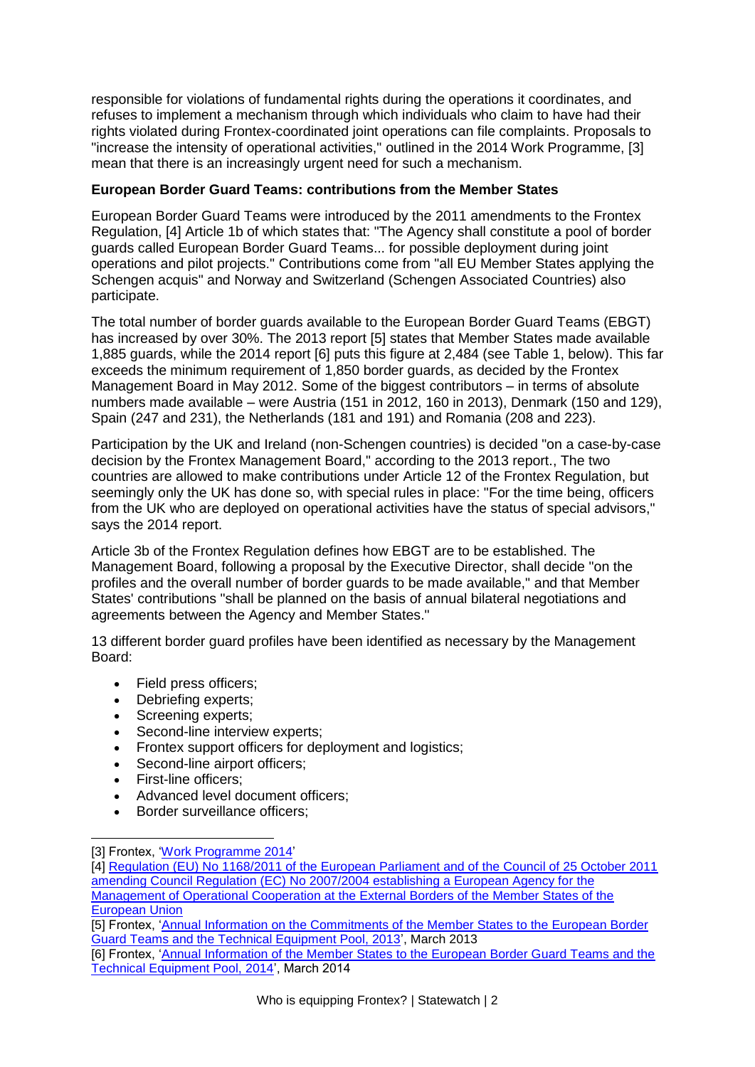responsible for violations of fundamental rights during the operations it coordinates, and refuses to implement a mechanism through which individuals who claim to have had their rights violated during Frontex-coordinated joint operations can file complaints. Proposals to "increase the intensity of operational activities," outlined in the 2014 Work Programme, [3] mean that there is an increasingly urgent need for such a mechanism.

**European Border Guard Teams: contributions from the Member States**

European Border Guard Teams were introduced by the 2011 amendments to the Frontex Regulation, [4] Article 1b of which states that: "The Agency shall constitute a pool of border guards called European Border Guard Teams... for possible deployment during joint operations and pilot projects." Contributions come from "all EU Member States applying the Schengen acquis" and Norway and Switzerland (Schengen Associated Countries) also participate.

The total number of border guards available to the European Border Guard Teams (EBGT) has increased by over 30%. The 2013 report [5] states that Member States made available 1,885 guards, while the 2014 report [6] puts this figure at 2,484 (see Table 1, below). This far exceeds the minimum requirement of 1,850 border guards, as decided by the Frontex Management Board in May 2012. Some of the biggest contributors – in terms of absolute numbers made available – were Austria (151 in 2012, 160 in 2013), Denmark (150 and 129), Spain (247 and 231), the Netherlands (181 and 191) and Romania (208 and 223).

Participation by the UK and Ireland (non-Schengen countries) is decided "on a case-by-case decision by the Frontex Management Board," according to the 2013 report., The two countries are allowed to make contributions under Article 12 of the Frontex Regulation, but seemingly only the UK has done so, with special rules in place: "For the time being, officers from the UK who are deployed on operational activities have the status of special advisors," says the 2014 report.

Article 3b of the Frontex Regulation defines how EBGT are to be established. The Management Board, following a proposal by the Executive Director, shall decide "on the profiles and the overall number of border guards to be made available," and that Member States' contributions "shall be planned on the basis of annual bilateral negotiations and agreements between the Agency and Member States."

13 different border guard profiles have been identified as necessary by the Management Board:

- Field press officers;
- Debriefing experts;
- Screening experts;
- Second-line interview experts;
- Frontex support officers for deployment and logistics;
- Second-line airport officers;
- First-line officers;
- Advanced level document officers;
- Border surveillance officers;

---

[3] Frontex, 'Work Programme 2014'

[4] Regulation (EU) No 1168/2011 of the European Parliament and of the Council of 25 October 2011 amending Council Regulation (EC) No 2007/2004 establishing a European Agency for the Management of Operational Cooperation at the External Borders of the Member States of the European Union

[5] Frontex, 'Annual Information on the Commitments of the Member States to the European Border Guard Teams and the Technical Equipment Pool, 2013', March 2013

[6] Frontex, 'Annual Information of the Member States to the European Border Guard Teams and the Technical Equipment Pool, 2014', March 2014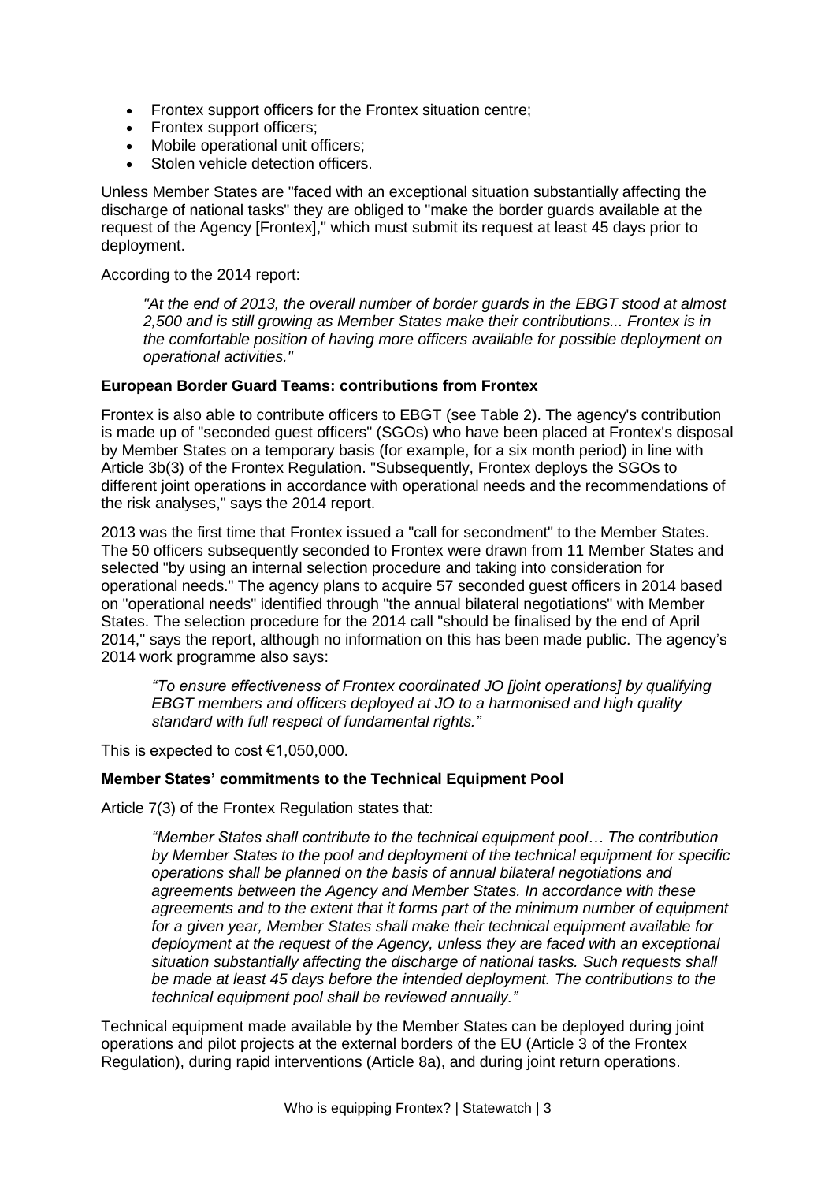- Frontex support officers for the Frontex situation centre;
- Frontex support officers;
- Mobile operational unit officers;
- Stolen vehicle detection officers.

Unless Member States are "faced with an exceptional situation substantially affecting the discharge of national tasks" they are obliged to "make the border guards available at the request of the Agency [Frontex]," which must submit its request at least 45 days prior to deployment.

According to the 2014 report:

> *"At the end of 2013, the overall number of border guards in the EBGT stood at almost 2,500 and is still growing as Member States make their contributions... Frontex is in the comfortable position of having more officers available for possible deployment on operational activities."*

**European Border Guard Teams: contributions from Frontex**

Frontex is also able to contribute officers to EBGT (see Table 2). The agency's contribution is made up of "seconded guest officers" (SGOs) who have been placed at Frontex's disposal by Member States on a temporary basis (for example, for a six month period) in line with Article 3b(3) of the Frontex Regulation. "Subsequently, Frontex deploys the SGOs to different joint operations in accordance with operational needs and the recommendations of the risk analyses," says the 2014 report.

2013 was the first time that Frontex issued a "call for secondment" to the Member States. The 50 officers subsequently seconded to Frontex were drawn from 11 Member States and selected "by using an internal selection procedure and taking into consideration for operational needs." The agency plans to acquire 57 seconded guest officers in 2014 based on "operational needs" identified through "the annual bilateral negotiations" with Member States. The selection procedure for the 2014 call "should be finalised by the end of April 2014," says the report, although no information on this has been made public. The agency's 2014 work programme also says:

> *"To ensure effectiveness of Frontex coordinated JO [joint operations] by qualifying EBGT members and officers deployed at JO to a harmonised and high quality standard with full respect of fundamental rights."*

This is expected to cost €1,050,000.

**Member States' commitments to the Technical Equipment Pool**

Article 7(3) of the Frontex Regulation states that:

> *"Member States shall contribute to the technical equipment pool… The contribution by Member States to the pool and deployment of the technical equipment for specific operations shall be planned on the basis of annual bilateral negotiations and agreements between the Agency and Member States. In accordance with these agreements and to the extent that it forms part of the minimum number of equipment for a given year, Member States shall make their technical equipment available for deployment at the request of the Agency, unless they are faced with an exceptional situation substantially affecting the discharge of national tasks. Such requests shall be made at least 45 days before the intended deployment. The contributions to the technical equipment pool shall be reviewed annually."*

Technical equipment made available by the Member States can be deployed during joint operations and pilot projects at the external borders of the EU (Article 3 of the Frontex Regulation), during rapid interventions (Article 8a), and during joint return operations.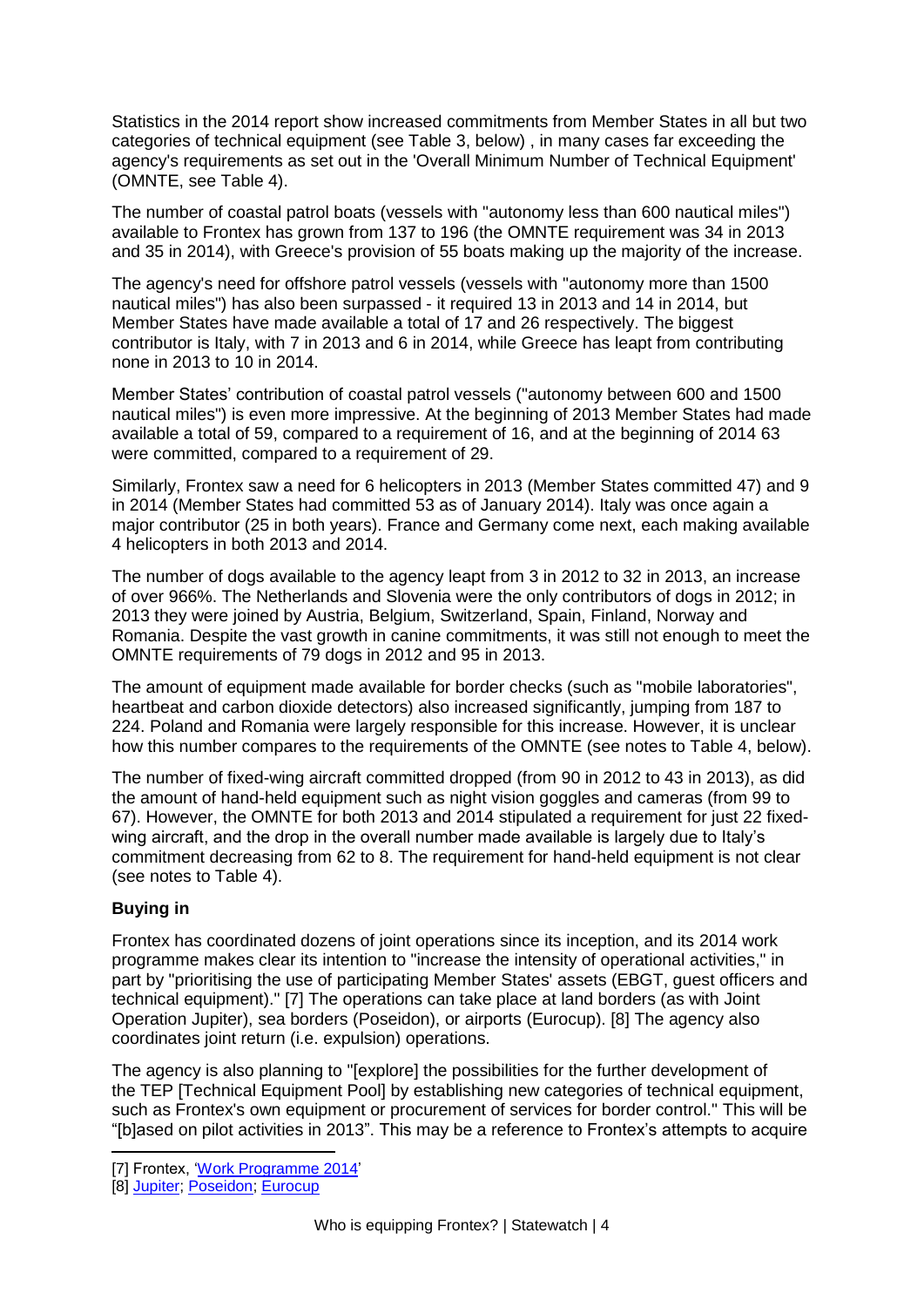Statistics in the 2014 report show increased commitments from Member States in all but two categories of technical equipment (see Table 3, below) , in many cases far exceeding the agency's requirements as set out in the 'Overall Minimum Number of Technical Equipment' (OMNTE, see Table 4).

The number of coastal patrol boats (vessels with "autonomy less than 600 nautical miles") available to Frontex has grown from 137 to 196 (the OMNTE requirement was 34 in 2013 and 35 in 2014), with Greece's provision of 55 boats making up the majority of the increase.

The agency's need for offshore patrol vessels (vessels with "autonomy more than 1500 nautical miles") has also been surpassed - it required 13 in 2013 and 14 in 2014, but Member States have made available a total of 17 and 26 respectively. The biggest contributor is Italy, with 7 in 2013 and 6 in 2014, while Greece has leapt from contributing none in 2013 to 10 in 2014.

Member States' contribution of coastal patrol vessels ("autonomy between 600 and 1500 nautical miles") is even more impressive. At the beginning of 2013 Member States had made available a total of 59, compared to a requirement of 16, and at the beginning of 2014 63 were committed, compared to a requirement of 29.

Similarly, Frontex saw a need for 6 helicopters in 2013 (Member States committed 47) and 9 in 2014 (Member States had committed 53 as of January 2014). Italy was once again a major contributor (25 in both years). France and Germany come next, each making available 4 helicopters in both 2013 and 2014.

The number of dogs available to the agency leapt from 3 in 2012 to 32 in 2013, an increase of over 966%. The Netherlands and Slovenia were the only contributors of dogs in 2012; in 2013 they were joined by Austria, Belgium, Switzerland, Spain, Finland, Norway and Romania. Despite the vast growth in canine commitments, it was still not enough to meet the OMNTE requirements of 79 dogs in 2012 and 95 in 2013.

The amount of equipment made available for border checks (such as "mobile laboratories", heartbeat and carbon dioxide detectors) also increased significantly, jumping from 187 to 224. Poland and Romania were largely responsible for this increase. However, it is unclear how this number compares to the requirements of the OMNTE (see notes to Table 4, below).

The number of fixed-wing aircraft committed dropped (from 90 in 2012 to 43 in 2013), as did the amount of hand-held equipment such as night vision goggles and cameras (from 99 to 67). However, the OMNTE for both 2013 and 2014 stipulated a requirement for just 22 fixed-wing aircraft, and the drop in the overall number made available is largely due to Italy's commitment decreasing from 62 to 8. The requirement for hand-held equipment is not clear (see notes to Table 4).

**Buying in**

Frontex has coordinated dozens of joint operations since its inception, and its 2014 work programme makes clear its intention to "increase the intensity of operational activities," in part by "prioritising the use of participating Member States' assets (EBGT, guest officers and technical equipment)." [7] The operations can take place at land borders (as with Joint Operation Jupiter), sea borders (Poseidon), or airports (Eurocup). [8] The agency also coordinates joint return (i.e. expulsion) operations.

The agency is also planning to "[explore] the possibilities for the further development of the TEP [Technical Equipment Pool] by establishing new categories of technical equipment, such as Frontex's own equipment or procurement of services for border control." This will be "[b]ased on pilot activities in 2013". This may be a reference to Frontex's attempts to acquire

---

[7] Frontex, 'Work Programme 2014'

[8] Jupiter; Poseidon; Eurocup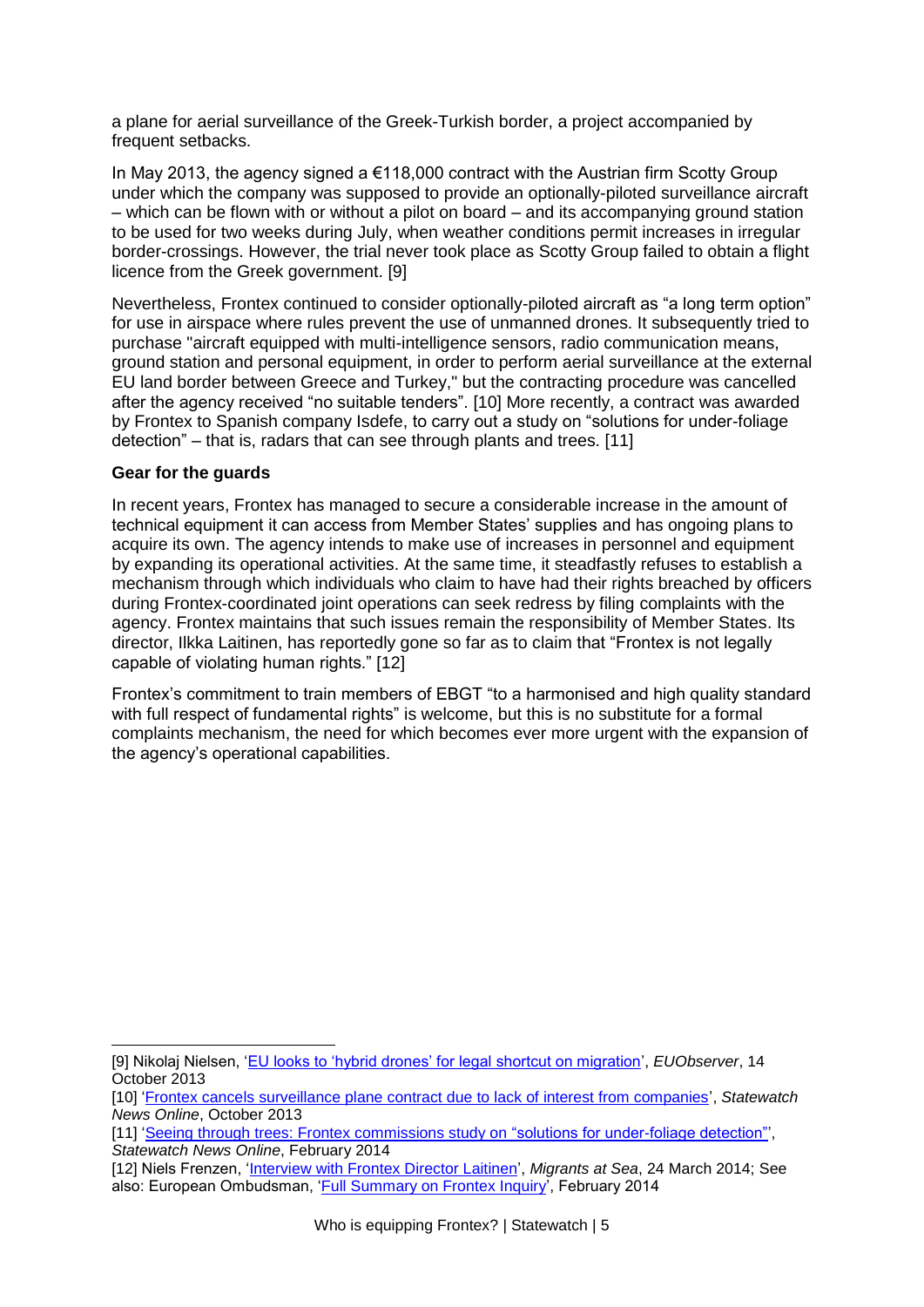a plane for aerial surveillance of the Greek-Turkish border, a project accompanied by frequent setbacks.

In May 2013, the agency signed a €118,000 contract with the Austrian firm Scotty Group under which the company was supposed to provide an optionally-piloted surveillance aircraft – which can be flown with or without a pilot on board – and its accompanying ground station to be used for two weeks during July, when weather conditions permit increases in irregular border-crossings. However, the trial never took place as Scotty Group failed to obtain a flight licence from the Greek government. [9]

Nevertheless, Frontex continued to consider optionally-piloted aircraft as "a long term option" for use in airspace where rules prevent the use of unmanned drones. It subsequently tried to purchase "aircraft equipped with multi-intelligence sensors, radio communication means, ground station and personal equipment, in order to perform aerial surveillance at the external EU land border between Greece and Turkey," but the contracting procedure was cancelled after the agency received "no suitable tenders". [10] More recently, a contract was awarded by Frontex to Spanish company Isdefe, to carry out a study on "solutions for under-foliage detection" – that is, radars that can see through plants and trees. [11]

**Gear for the guards**

In recent years, Frontex has managed to secure a considerable increase in the amount of technical equipment it can access from Member States' supplies and has ongoing plans to acquire its own. The agency intends to make use of increases in personnel and equipment by expanding its operational activities. At the same time, it steadfastly refuses to establish a mechanism through which individuals who claim to have had their rights breached by officers during Frontex-coordinated joint operations can seek redress by filing complaints with the agency. Frontex maintains that such issues remain the responsibility of Member States. Its director, Ilkka Laitinen, has reportedly gone so far as to claim that "Frontex is not legally capable of violating human rights." [12]

Frontex's commitment to train members of EBGT "to a harmonised and high quality standard with full respect of fundamental rights" is welcome, but this is no substitute for a formal complaints mechanism, the need for which becomes ever more urgent with the expansion of the agency's operational capabilities.

---

[9] Nikolaj Nielsen, 'EU looks to 'hybrid drones' for legal shortcut on migration', *EUObserver*, 14 October 2013

[10] 'Frontex cancels surveillance plane contract due to lack of interest from companies', *Statewatch News Online*, October 2013

[11] 'Seeing through trees: Frontex commissions study on "solutions for under-foliage detection"', *Statewatch News Online*, February 2014

[12] Niels Frenzen, 'Interview with Frontex Director Laitinen', *Migrants at Sea*, 24 March 2014; See also: European Ombudsman, 'Full Summary on Frontex Inquiry', February 2014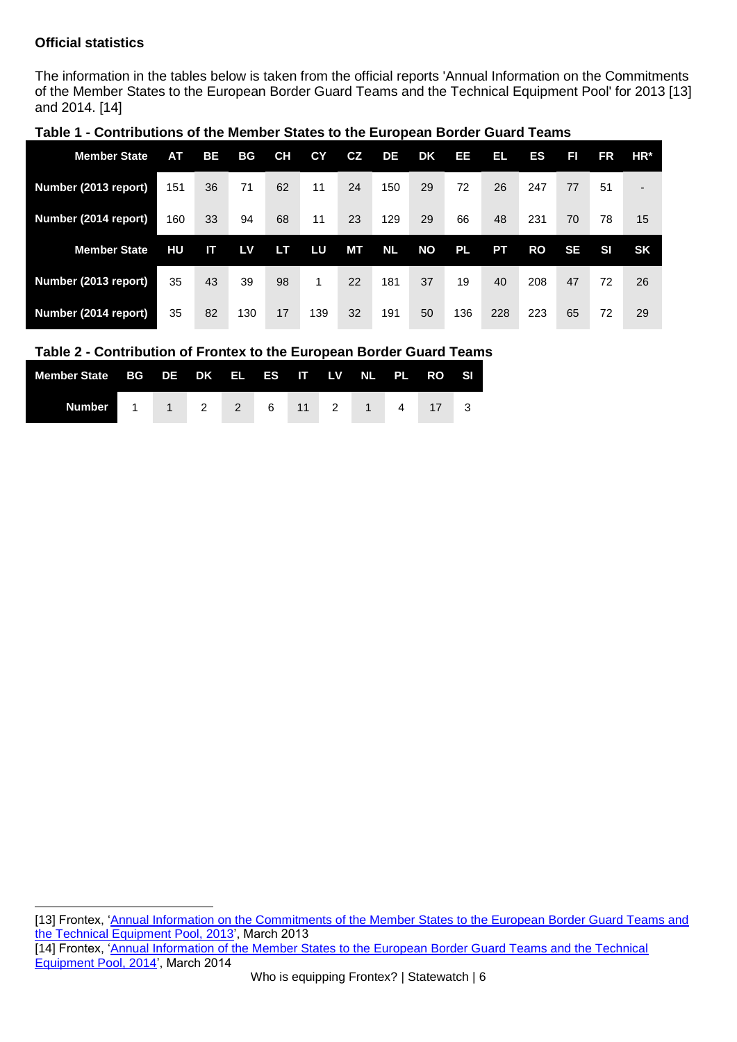**Official statistics**

The information in the tables below is taken from the official reports 'Annual Information on the Commitments of the Member States to the European Border Guard Teams and the Technical Equipment Pool' for 2013 [13] and 2014. [14]

**Table 1 - Contributions of the Member States to the European Border Guard Teams**

| Member State | AT | BE | BG | CH | CY | CZ | DE | DK | EE | EL | ES | FI | FR | HR* |
|---|---|---|---|---|---|---|---|---|---|---|---|---|---|---|
| Number (2013 report) | 151 | 36 | 71 | 62 | 11 | 24 | 150 | 29 | 72 | 26 | 247 | 77 | 51 | - |
| Number (2014 report) | 160 | 33 | 94 | 68 | 11 | 23 | 129 | 29 | 66 | 48 | 231 | 70 | 78 | 15 |
| **Member State** | **HU** | **IT** | **LV** | **LT** | **LU** | **MT** | **NL** | **NO** | **PL** | **PT** | **RO** | **SE** | **SI** | **SK** |
| Number (2013 report) | 35 | 43 | 39 | 98 | 1 | 22 | 181 | 37 | 19 | 40 | 208 | 47 | 72 | 26 |
| Number (2014 report) | 35 | 82 | 130 | 17 | 139 | 32 | 191 | 50 | 136 | 228 | 223 | 65 | 72 | 29 |

**Table 2 - Contribution of Frontex to the European Border Guard Teams**

| Member State | BG | DE | DK | EL | ES | IT | LV | NL | PL | RO | SI |
|---|---|---|---|---|---|---|---|---|---|---|---|
| Number | 1 | 1 | 2 | 2 | 6 | 11 | 2 | 1 | 4 | 17 | 3 |

[13] Frontex, 'Annual Information on the Commitments of the Member States to the European Border Guard Teams and the Technical Equipment Pool, 2013', March 2013

[14] Frontex, 'Annual Information of the Member States to the European Border Guard Teams and the Technical Equipment Pool, 2014', March 2014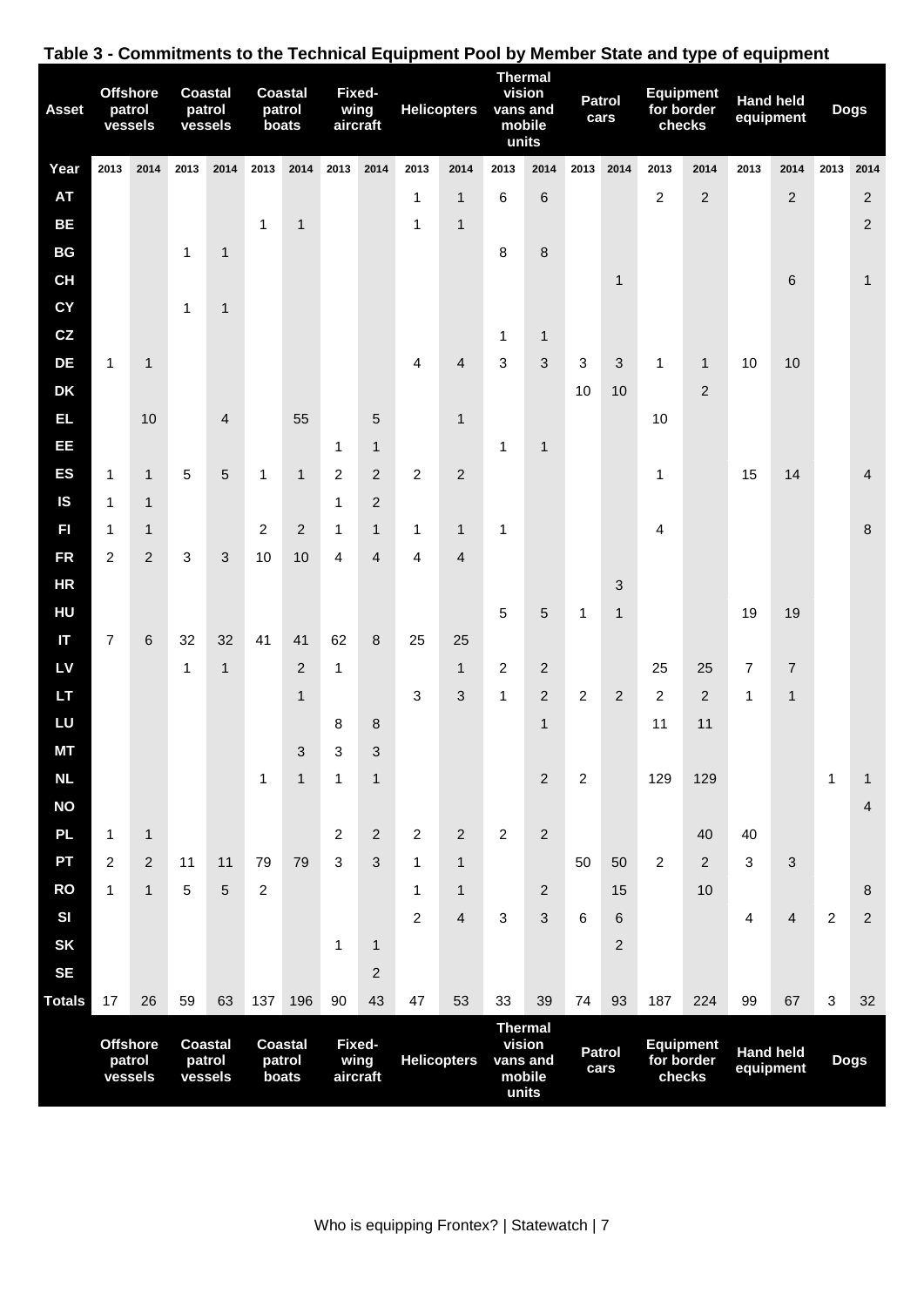**Table 3 - Commitments to the Technical Equipment Pool by Member State and type of equipment**

| Asset | Offshore patrol vessels | | Coastal patrol vessels | | Coastal patrol boats | | Fixed-wing aircraft | | Helicopters | | Thermal vision vans and mobile units | | Patrol cars | | Equipment for border checks | | Hand held equipment | | Dogs | |
|---|---|---|---|---|---|---|---|---|---|---|---|---|---|---|---|---|---|---|---|---|
| Year | 2013 | 2014 | 2013 | 2014 | 2013 | 2014 | 2013 | 2014 | 2013 | 2014 | 2013 | 2014 | 2013 | 2014 | 2013 | 2014 | 2013 | 2014 | 2013 | 2014 |
| AT | | | | | | | | | 1 | 1 | 6 | 6 | | | 2 | 2 | | 2 | | 2 |
| BE | | | | | 1 | 1 | | | 1 | 1 | | | | | | | | | | 2 |
| BG | | | 1 | 1 | | | | | | | 8 | 8 | | | | | | | | |
| CH | | | | | | | | | | | | | | 1 | | | | 6 | | 1 |
| CY | | | 1 | 1 | | | | | | | | | | | | | | | | |
| CZ | | | | | | | | | | | 1 | 1 | | | | | | | | |
| DE | 1 | 1 | | | | | | | 4 | 4 | 3 | 3 | 3 | 3 | 1 | 1 | 10 | 10 | | |
| DK | | | | | | | | | | | | | 10 | 10 | | 2 | | | | |
| EL | | 10 | | 4 | | 55 | | 5 | | 1 | | | | | 10 | | | | | |
| EE | | | | | | | 1 | 1 | | | 1 | 1 | | | | | | | | |
| ES | 1 | 1 | 5 | 5 | 1 | 1 | 2 | 2 | 2 | 2 | | | | | 1 | | 15 | 14 | | 4 |
| IS | 1 | 1 | | | | | 1 | 2 | | | | | | | | | | | | |
| FI | 1 | 1 | | | 2 | 2 | 1 | 1 | 1 | 1 | 1 | | | | 4 | | | | | 8 |
| FR | 2 | 2 | 3 | 3 | 10 | 10 | 4 | 4 | 4 | 4 | | | | | | | | | | |
| HR | | | | | | | | | | | | | | 3 | | | | | | |
| HU | | | | | | | | | | | 5 | 5 | 1 | 1 | | | 19 | 19 | | |
| IT | 7 | 6 | 32 | 32 | 41 | 41 | 62 | 8 | 25 | 25 | | | | | | | | | | |
| LV | | | 1 | 1 | | 2 | 1 | | | 1 | 2 | 2 | | | 25 | 25 | 7 | 7 | | |
| LT | | | | | | 1 | | | 3 | 3 | 1 | 2 | 2 | 2 | 2 | 2 | 1 | 1 | | |
| LU | | | | | | | 8 | 8 | | | | 1 | | | 11 | 11 | | | | |
| MT | | | | | | 3 | 3 | 3 | | | | | | | | | | | | |
| NL | | | | | 1 | 1 | 1 | 1 | | | | 2 | 2 | | 129 | 129 | | | 1 | 1 |
| NO | | | | | | | | | | | | | | | | | | | | 4 |
| PL | 1 | 1 | | | | | 2 | 2 | 2 | 2 | 2 | 2 | | | | 40 | 40 | | | |
| PT | 2 | 2 | 11 | 11 | 79 | 79 | 3 | 3 | 1 | 1 | | | 50 | 50 | 2 | 2 | 3 | 3 | | |
| RO | 1 | 1 | 5 | 5 | 2 | | | | 1 | 1 | | 2 | | 15 | | 10 | | | | 8 |
| SI | | | | | | | | | 2 | 4 | 3 | 3 | 6 | 6 | | | 4 | 4 | 2 | 2 |
| SK | | | | | | | 1 | 1 | | | | | | 2 | | | | | | |
| SE | | | | | | | | 2 | | | | | | | | | | | | |
| Totals | 17 | 26 | 59 | 63 | 137 | 196 | 90 | 43 | 47 | 53 | 33 | 39 | 74 | 93 | 187 | 224 | 99 | 67 | 3 | 32 |
| | Offshore patrol vessels | | Coastal patrol vessels | | Coastal patrol boats | | Fixed-wing aircraft | | Helicopters | | Thermal vision vans and mobile units | | Patrol cars | | Equipment for border checks | | Hand held equipment | | Dogs | |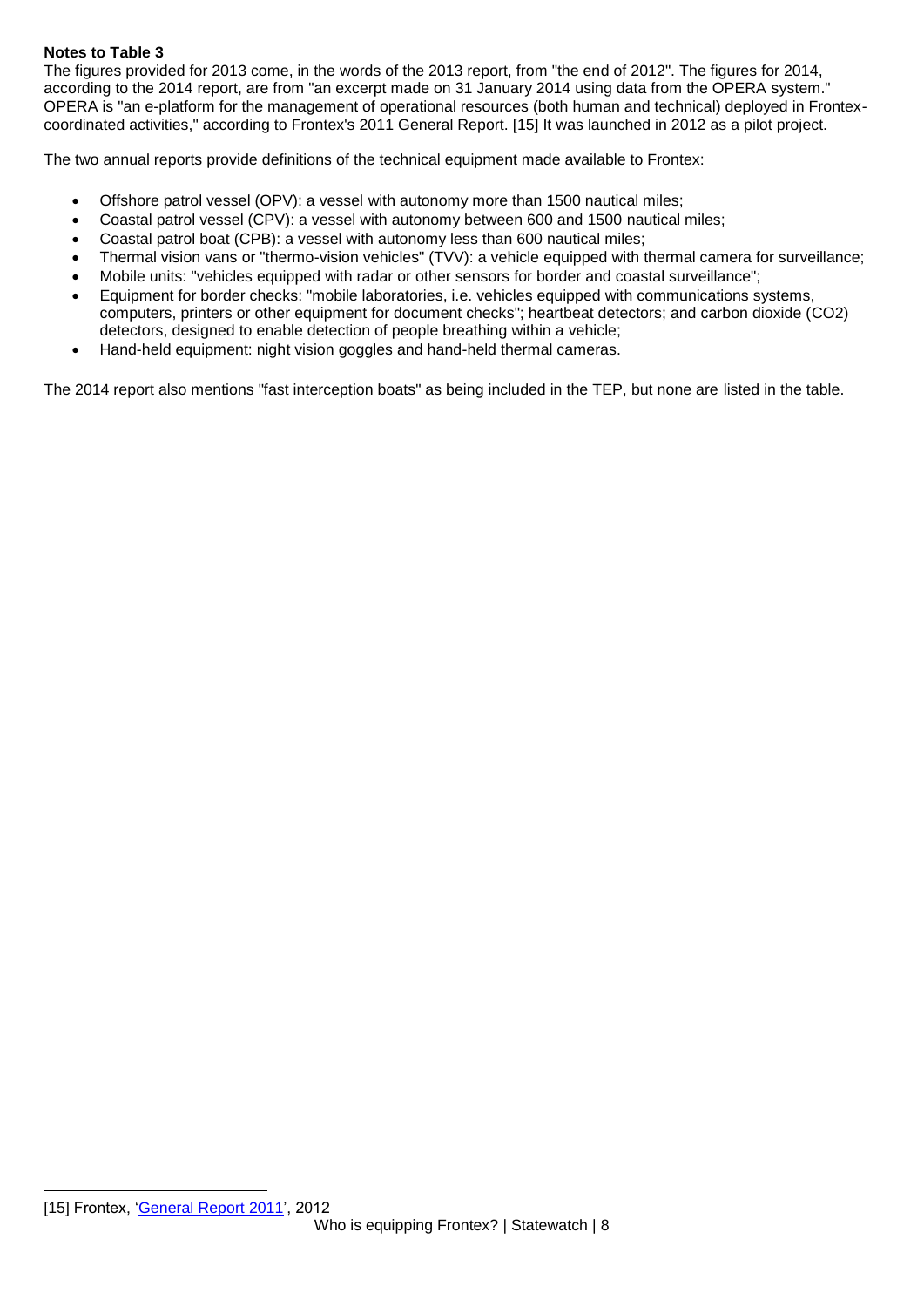**Notes to Table 3**

The figures provided for 2013 come, in the words of the 2013 report, from "the end of 2012". The figures for 2014, according to the 2014 report, are from "an excerpt made on 31 January 2014 using data from the OPERA system." OPERA is "an e-platform for the management of operational resources (both human and technical) deployed in Frontex-coordinated activities," according to Frontex's 2011 General Report. [15] It was launched in 2012 as a pilot project.

The two annual reports provide definitions of the technical equipment made available to Frontex:

- Offshore patrol vessel (OPV): a vessel with autonomy more than 1500 nautical miles;
- Coastal patrol vessel (CPV): a vessel with autonomy between 600 and 1500 nautical miles;
- Coastal patrol boat (CPB): a vessel with autonomy less than 600 nautical miles;
- Thermal vision vans or "thermo-vision vehicles" (TVV): a vehicle equipped with thermal camera for surveillance;
- Mobile units: "vehicles equipped with radar or other sensors for border and coastal surveillance";
- Equipment for border checks: "mobile laboratories, i.e. vehicles equipped with communications systems, computers, printers or other equipment for document checks"; heartbeat detectors; and carbon dioxide ($CO_2$) detectors, designed to enable detection of people breathing within a vehicle;
- Hand-held equipment: night vision goggles and hand-held thermal cameras.

The 2014 report also mentions "fast interception boats" as being included in the TEP, but none are listed in the table.

[15] Frontex, 'General Report 2011', 2012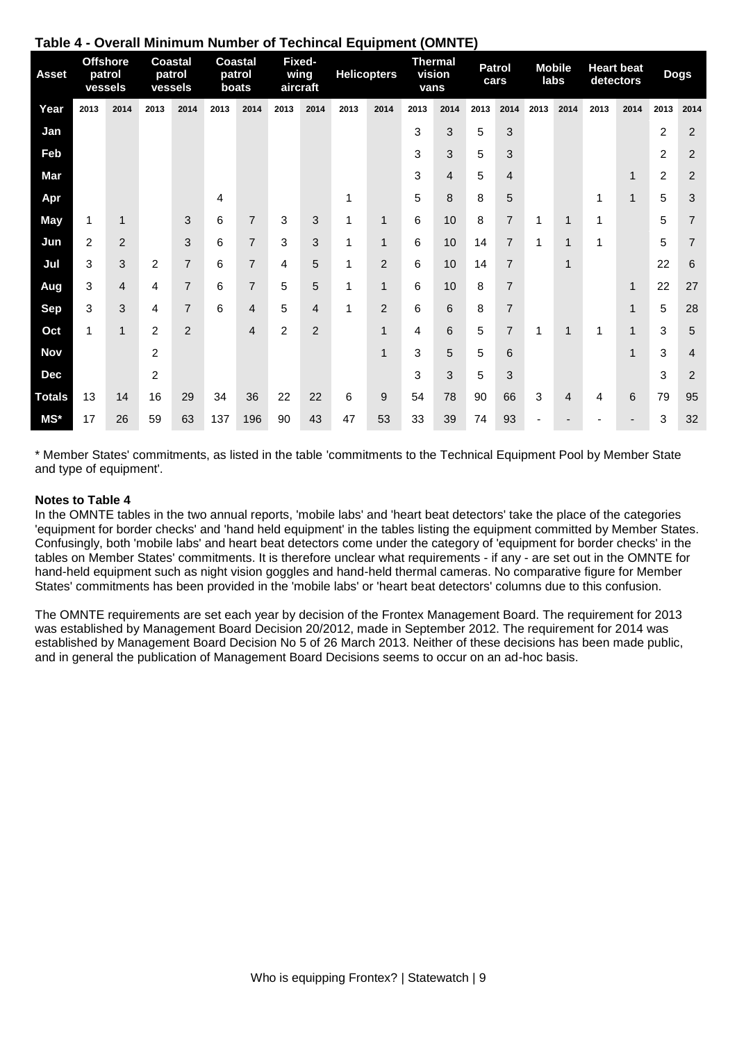**Table 4 - Overall Minimum Number of Techincal Equipment (OMNTE)**

| Asset | Offshore patrol vessels | | Coastal patrol vessels | | Coastal patrol boats | | Fixed-wing aircraft | | Helicopters | | Thermal vision vans | | Patrol cars | | Mobile labs | | Heart beat detectors | | Dogs | |
|---|---|---|---|---|---|---|---|---|---|---|---|---|---|---|---|---|---|---|---|---|
| **Year** | 2013 | 2014 | 2013 | 2014 | 2013 | 2014 | 2013 | 2014 | 2013 | 2014 | 2013 | 2014 | 2013 | 2014 | 2013 | 2014 | 2013 | 2014 | 2013 | 2014 |
| **Jan** | | | | | | | | | | | 3 | 3 | 5 | 3 | | | | | 2 | 2 |
| **Feb** | | | | | | | | | | | 3 | 3 | 5 | 3 | | | | | 2 | 2 |
| **Mar** | | | | | | | | | | | 3 | 4 | 5 | 4 | | | | 1 | 2 | 2 |
| **Apr** | | | | | 4 | | | | 1 | | 5 | 8 | 8 | 5 | | | 1 | 1 | 5 | 3 |
| **May** | 1 | 1 | | 3 | 6 | 7 | 3 | 3 | 1 | 1 | 6 | 10 | 8 | 7 | 1 | 1 | 1 | | 5 | 7 |
| **Jun** | 2 | 2 | | 3 | 6 | 7 | 3 | 3 | 1 | 1 | 6 | 10 | 14 | 7 | 1 | 1 | 1 | | 5 | 7 |
| **Jul** | 3 | 3 | 2 | 7 | 6 | 7 | 4 | 5 | 1 | 2 | 6 | 10 | 14 | 7 | | 1 | | | 22 | 6 |
| **Aug** | 3 | 4 | 4 | 7 | 6 | 7 | 5 | 5 | 1 | 1 | 6 | 10 | 8 | 7 | | | | 1 | 22 | 27 |
| **Sep** | 3 | 3 | 4 | 7 | 6 | 4 | 5 | 4 | 1 | 2 | 6 | 6 | 8 | 7 | | | | 1 | 5 | 28 |
| **Oct** | 1 | 1 | 2 | 2 | | 4 | 2 | 2 | | 1 | 4 | 6 | 5 | 7 | 1 | 1 | 1 | 1 | 3 | 5 |
| **Nov** | | | 2 | | | | | | | 1 | 3 | 5 | 5 | 6 | | | | 1 | 3 | 4 |
| **Dec** | | | 2 | | | | | | | | 3 | 3 | 5 | 3 | | | | | 3 | 2 |
| **Totals** | 13 | 14 | 16 | 29 | 34 | 36 | 22 | 22 | 6 | 9 | 54 | 78 | 90 | 66 | 3 | 4 | 4 | 6 | 79 | 95 |
| **MS*** | 17 | 26 | 59 | 63 | 137 | 196 | 90 | 43 | 47 | 53 | 33 | 39 | 74 | 93 | - | - | - | - | 3 | 32 |

* Member States' commitments, as listed in the table 'commitments to the Technical Equipment Pool by Member State and type of equipment'.

**Notes to Table 4**

In the OMNTE tables in the two annual reports, 'mobile labs' and 'heart beat detectors' take the place of the categories 'equipment for border checks' and 'hand held equipment' in the tables listing the equipment committed by Member States. Confusingly, both 'mobile labs' and heart beat detectors come under the category of 'equipment for border checks' in the tables on Member States' commitments. It is therefore unclear what requirements - if any - are set out in the OMNTE for hand-held equipment such as night vision goggles and hand-held thermal cameras. No comparative figure for Member States' commitments has been provided in the 'mobile labs' or 'heart beat detectors' columns due to this confusion.

The OMNTE requirements are set each year by decision of the Frontex Management Board. The requirement for 2013 was established by Management Board Decision 20/2012, made in September 2012. The requirement for 2014 was established by Management Board Decision No 5 of 26 March 2013. Neither of these decisions has been made public, and in general the publication of Management Board Decisions seems to occur on an ad-hoc basis.